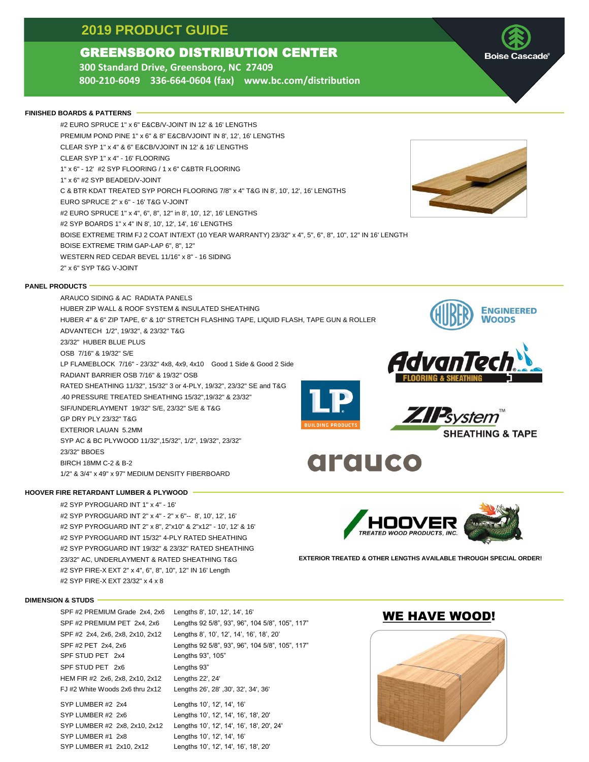# 2019 PRODUCT GUIDE

## GREENSBORO DISTRIBUTION CENTER

**300 Standard Drive, Greensboro, NC 27409**

**800-210-6049 336-664-0604 (fax) www.bc.com/distribution**

Boise Cascade

### FINISHED BOARDS & PATTERNS

#2 EURO SPRUCE 1" x 6" E&CB/V-JOINT IN 12' & 16' LENGTHS
PREMIUM POND PINE 1" x 6" & 8" E&CB/VJOINT IN 8', 12', 16' LENGTHS
CLEAR SYP 1" x 4" & 6" E&CB/VJOINT IN 12' & 16' LENGTHS
CLEAR SYP 1" x 4" - 16' FLOORING
1" x 6" - 12' #2 SYP FLOORING / 1 x 6" C&BTR FLOORING
1" x 6" #2 SYP BEADED/V-JOINT
C & BTR KDAT TREATED SYP PORCH FLOORING 7/8" x 4" T&G IN 8', 10', 12', 16' LENGTHS
EURO SPRUCE 2" x 6" - 16' T&G V-JOINT
#2 EURO SPRUCE 1" x 4", 6", 8", 12" in 8', 10', 12', 16' LENGTHS
#2 SYP BOARDS 1" x 4" IN 8', 10', 12', 14', 16' LENGTHS
BOISE EXTREME TRIM FJ 2 COAT INT/EXT (10 YEAR WARRANTY) 23/32" x 4", 5", 6", 8", 10", 12" IN 16' LENGTH
BOISE EXTREME TRIM GAP-LAP 6", 8", 12"
WESTERN RED CEDAR BEVEL 11/16" x 8" - 16 SIDING
2" x 6" SYP T&G V-JOINT

### PANEL PRODUCTS

ARAUCO SIDING & AC RADIATA PANELS
HUBER ZIP WALL & ROOF SYSTEM & INSULATED SHEATHING
HUBER 4" & 6" ZIP TAPE, 6" & 10" STRETCH FLASHING TAPE, LIQUID FLASH, TAPE GUN & ROLLER
ADVANTECH 1/2", 19/32", & 23/32" T&G
23/32" HUBER BLUE PLUS
OSB 7/16" & 19/32" S/E
LP FLAMEBLOCK 7/16" - 23/32" 4x8, 4x9, 4x10 Good 1 Side & Good 2 Side
RADIANT BARRIER OSB 7/16" & 19/32" OSB
RATED SHEATHING 11/32", 15/32" 3 or 4-PLY, 19/32", 23/32" SE and T&G
.40 PRESSURE TREATED SHEATHING 15/32",19/32" & 23/32"
SIF/UNDERLAYMENT 19/32" S/E, 23/32" S/E & T&G
GP DRY PLY 23/32" T&G
EXTERIOR LAUAN 5.2MM
SYP AC & BC PLYWOOD 11/32",15/32", 1/2", 19/32", 23/32"
23/32" BBOES
BIRCH 18MM C-2 & B-2
1/2" & 3/4" x 49" x 97" MEDIUM DENSITY FIBERBOARD

### HOOVER FIRE RETARDANT LUMBER & PLYWOOD

#2 SYP PYROGUARD INT 1" x 4" - 16'
#2 SYP PYROGUARD INT 2" x 4" - 2" x 6"-- 8', 10', 12', 16'
#2 SYP PYROGUARD INT 2" x 8", 2"x10" & 2"x12" - 10', 12' & 16'
#2 SYP PYROGUARD INT 15/32" 4-PLY RATED SHEATHING
#2 SYP PYROGUARD INT 19/32" & 23/32" RATED SHEATHING
23/32" AC, UNDERLAYMENT & RATED SHEATHING T&G
#2 SYP FIRE-X EXT 2" x 4", 6", 8", 10", 12" IN 16' Length
#2 SYP FIRE-X EXT 23/32" x 4 x 8

**EXTERIOR TREATED & OTHER LENGTHS AVAILABLE THROUGH SPECIAL ORDER!**

### DIMENSION & STUDS

| Product | Lengths |
|---|---|
| SPF #2 PREMIUM Grade 2x4, 2x6 | Lengths 8', 10', 12', 14', 16' |
| SPF #2 PREMIUM PET 2x4, 2x6 | Lengths 92 5/8", 93", 96", 104 5/8", 105", 117" |
| SPF #2 2x4, 2x6, 2x8, 2x10, 2x12 | Lengths 8', 10', 12', 14', 16', 18', 20' |
| SPF #2 PET 2x4, 2x6 | Lengths 92 5/8", 93", 96", 104 5/8", 105", 117" |
| SPF STUD PET 2x4 | Lengths 93", 105" |
| SPF STUD PET 2x6 | Lengths 93" |
| HEM FIR #2 2x6, 2x8, 2x10, 2x12 | Lengths 22', 24' |
| FJ #2 White Woods 2x6 thru 2x12 | Lengths 26', 28' ,30', 32', 34', 36' |
| SYP LUMBER #2 2x4 | Lengths 10', 12', 14', 16' |
| SYP LUMBER #2 2x6 | Lengths 10', 12', 14', 16', 18', 20' |
| SYP LUMBER #2 2x8, 2x10, 2x12 | Lengths 10', 12', 14', 16', 18', 20', 24' |
| SYP LUMBER #1 2x8 | Lengths 10', 12', 14', 16' |
| SYP LUMBER #1 2x10, 2x12 | Lengths 10', 12', 14', 16', 18', 20' |

**WE HAVE WOOD!**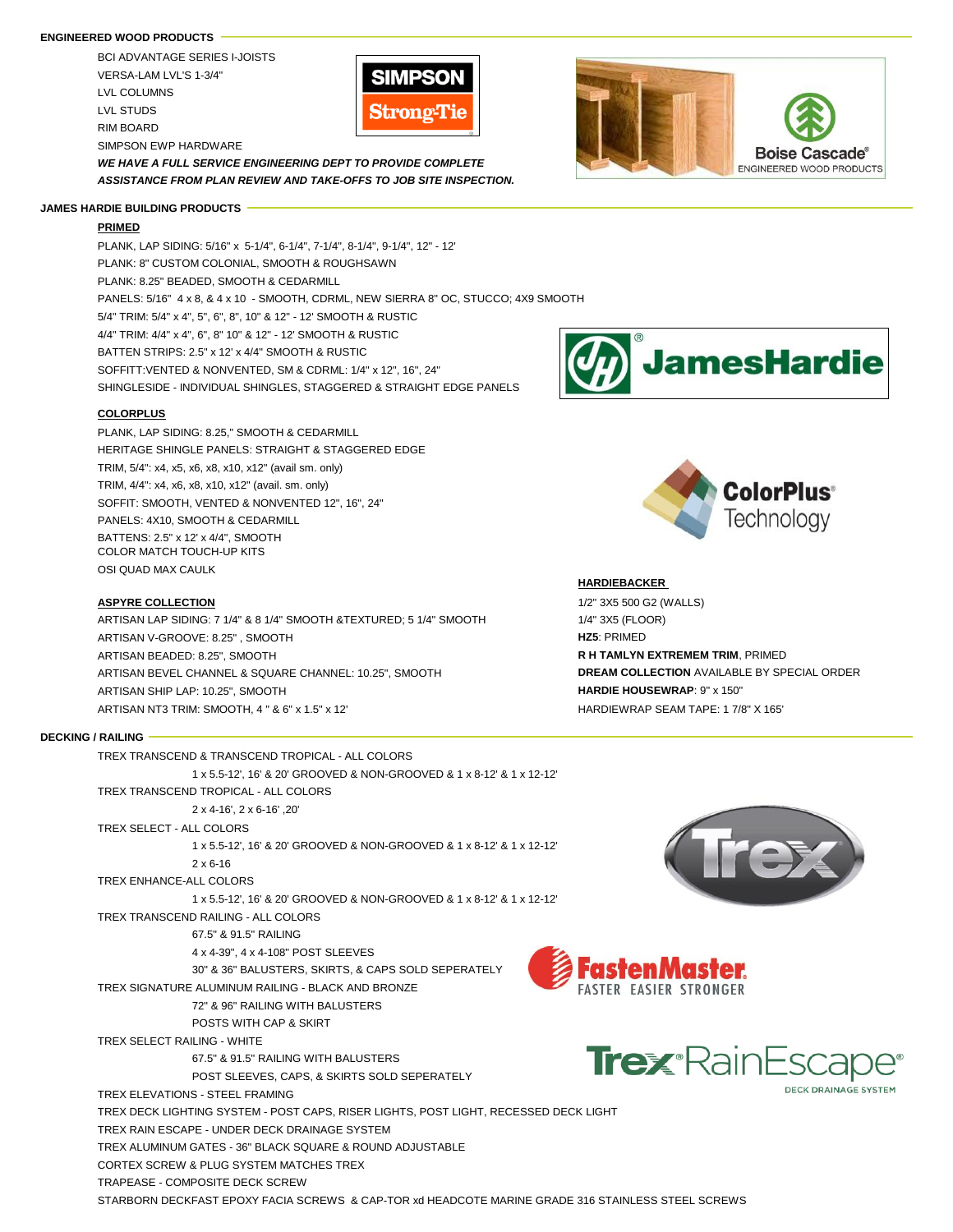## ENGINEERED WOOD PRODUCTS

BCI ADVANTAGE SERIES I-JOISTS
VERSA-LAM LVL'S 1-3/4"
LVL COLUMNS
LVL STUDS
RIM BOARD
SIMPSON EWP HARDWARE

***WE HAVE A FULL SERVICE ENGINEERING DEPT TO PROVIDE COMPLETE ASSISTANCE FROM PLAN REVIEW AND TAKE-OFFS TO JOB SITE INSPECTION.***

## JAMES HARDIE BUILDING PRODUCTS

### PRIMED

PLANK, LAP SIDING: 5/16" x 5-1/4", 6-1/4", 7-1/4", 8-1/4", 9-1/4", 12" - 12'
PLANK: 8" CUSTOM COLONIAL, SMOOTH & ROUGHSAWN
PLANK: 8.25" BEADED, SMOOTH & CEDARMILL
PANELS: 5/16" 4 x 8, & 4 x 10 - SMOOTH, CDRML, NEW SIERRA 8" OC, STUCCO; 4X9 SMOOTH
5/4" TRIM: 5/4" x 4", 5", 6", 8", 10" & 12" - 12' SMOOTH & RUSTIC
4/4" TRIM: 4/4" x 4", 6", 8" 10" & 12" - 12' SMOOTH & RUSTIC
BATTEN STRIPS: 2.5" x 12' x 4/4" SMOOTH & RUSTIC
SOFFIT:VENTED & NONVENTED, SM & CDRML: 1/4" x 12", 16", 24"
SHINGLESIDE - INDIVIDUAL SHINGLES, STAGGERED & STRAIGHT EDGE PANELS

### COLORPLUS

PLANK, LAP SIDING: 8.25," SMOOTH & CEDARMILL
HERITAGE SHINGLE PANELS: STRAIGHT & STAGGERED EDGE
TRIM, 5/4": x4, x5, x6, x8, x10, x12" (avail sm. only)
TRIM, 4/4": x4, x6, x8, x10, x12" (avail. sm. only)
SOFFIT: SMOOTH, VENTED & NONVENTED 12", 16", 24"
PANELS: 4X10, SMOOTH & CEDARMILL
BATTENS: 2.5" x 12' x 4/4", SMOOTH
COLOR MATCH TOUCH-UP KITS
OSI QUAD MAX CAULK

### ASPYRE COLLECTION

ARTISAN LAP SIDING: 7 1/4" & 8 1/4" SMOOTH &TEXTURED; 5 1/4" SMOOTH
ARTISAN V-GROOVE: 8.25" , SMOOTH
ARTISAN BEADED: 8.25", SMOOTH
ARTISAN BEVEL CHANNEL & SQUARE CHANNEL: 10.25", SMOOTH
ARTISAN SHIP LAP: 10.25", SMOOTH
ARTISAN NT3 TRIM: SMOOTH, 4 " & 6" x 1.5" x 12'

### HARDIEBACKER

1/2" 3X5 500 G2 (WALLS)
1/4" 3X5 (FLOOR)
**HZ5**: PRIMED
**R H TAMLYN EXTREMEM TRIM**, PRIMED
**DREAM COLLECTION** AVAILABLE BY SPECIAL ORDER
**HARDIE HOUSEWRAP**: 9" x 150"
HARDIEWRAP SEAM TAPE: 1 7/8" X 165'

## DECKING / RAILING

TREX TRANSCEND & TRANSCEND TROPICAL - ALL COLORS
1 x 5.5-12', 16' & 20' GROOVED & NON-GROOVED & 1 x 8-12' & 1 x 12-12'
TREX TRANSCEND TROPICAL - ALL COLORS
2 x 4-16', 2 x 6-16' ,20'
TREX SELECT - ALL COLORS
1 x 5.5-12', 16' & 20' GROOVED & NON-GROOVED & 1 x 8-12' & 1 x 12-12'
2 x 6-16
TREX ENHANCE-ALL COLORS
1 x 5.5-12', 16' & 20' GROOVED & NON-GROOVED & 1 x 8-12' & 1 x 12-12'
TREX TRANSCEND RAILING - ALL COLORS
67.5" & 91.5" RAILING
4 x 4-39", 4 x 4-108" POST SLEEVES
30" & 36" BALUSTERS, SKIRTS, & CAPS SOLD SEPERATELY
TREX SIGNATURE ALUMINUM RAILING - BLACK AND BRONZE
72" & 96" RAILING WITH BALUSTERS
POSTS WITH CAP & SKIRT
TREX SELECT RAILING - WHITE
67.5" & 91.5" RAILING WITH BALUSTERS
POST SLEEVES, CAPS, & SKIRTS SOLD SEPERATELY
TREX ELEVATIONS - STEEL FRAMING
TREX DECK LIGHTING SYSTEM - POST CAPS, RISER LIGHTS, POST LIGHT, RECESSED DECK LIGHT
TREX RAIN ESCAPE - UNDER DECK DRAINAGE SYSTEM
TREX ALUMINUM GATES - 36" BLACK SQUARE & ROUND ADJUSTABLE
CORTEX SCREW & PLUG SYSTEM MATCHES TREX
TRAPEASE - COMPOSITE DECK SCREW
STARBORN DECKFAST EPOXY FACIA SCREWS & CAP-TOR xd HEADCOTE MARINE GRADE 316 STAINLESS STEEL SCREWS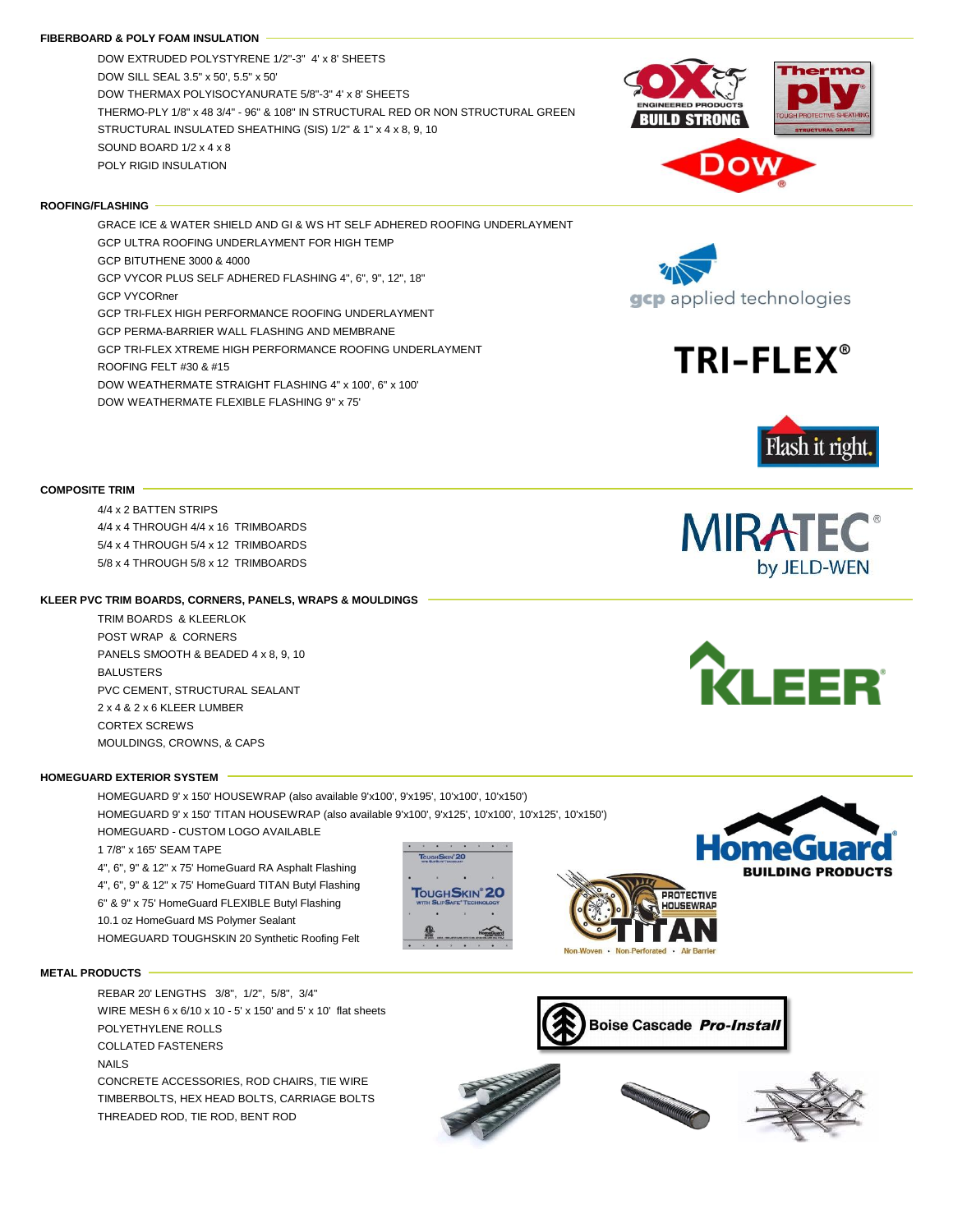## FIBERBOARD & POLY FOAM INSULATION

DOW EXTRUDED POLYSTYRENE 1/2"-3" 4' x 8' SHEETS
DOW SILL SEAL 3.5" x 50', 5.5" x 50'
DOW THERMAX POLYISOCYANURATE 5/8"-3" 4' x 8' SHEETS
THERMO-PLY 1/8" x 48 3/4" - 96" & 108" IN STRUCTURAL RED OR NON STRUCTURAL GREEN
STRUCTURAL INSULATED SHEATHING (SIS) 1/2" & 1" x 4 x 8, 9, 10
SOUND BOARD 1/2 x 4 x 8
POLY RIGID INSULATION

## ROOFING/FLASHING

GRACE ICE & WATER SHIELD AND GI & WS HT SELF ADHERED ROOFING UNDERLAYMENT
GCP ULTRA ROOFING UNDERLAYMENT FOR HIGH TEMP
GCP BITUTHENE 3000 & 4000
GCP VYCOR PLUS SELF ADHERED FLASHING 4", 6", 9", 12", 18"
GCP VYCORner
GCP TRI-FLEX HIGH PERFORMANCE ROOFING UNDERLAYMENT
GCP PERMA-BARRIER WALL FLASHING AND MEMBRANE
GCP TRI-FLEX XTREME HIGH PERFORMANCE ROOFING UNDERLAYMENT
ROOFING FELT #30 & #15
DOW WEATHERMATE STRAIGHT FLASHING 4" x 100', 6" x 100'
DOW WEATHERMATE FLEXIBLE FLASHING 9" x 75'

## COMPOSITE TRIM

4/4 x 2 BATTEN STRIPS
4/4 x 4 THROUGH 4/4 x 16 TRIMBOARDS
5/4 x 4 THROUGH 5/4 x 12 TRIMBOARDS
5/8 x 4 THROUGH 5/8 x 12 TRIMBOARDS

## KLEER PVC TRIM BOARDS, CORNERS, PANELS, WRAPS & MOULDINGS

TRIM BOARDS & KLEERLOK
POST WRAP & CORNERS
PANELS SMOOTH & BEADED 4 x 8, 9, 10
BALUSTERS
PVC CEMENT, STRUCTURAL SEALANT
2 x 4 & 2 x 6 KLEER LUMBER
CORTEX SCREWS
MOULDINGS, CROWNS, & CAPS

## HOMEGUARD EXTERIOR SYSTEM

HOMEGUARD 9' x 150' HOUSEWRAP (also available 9'x100', 9'x195', 10'x100', 10'x150')
HOMEGUARD 9' x 150' TITAN HOUSEWRAP (also available 9'x100', 9'x125', 10'x100', 10'x125', 10'x150')
HOMEGUARD - CUSTOM LOGO AVAILABLE
1 7/8" x 165' SEAM TAPE
4", 6", 9" & 12" x 75' HomeGuard RA Asphalt Flashing
4", 6", 9" & 12" x 75' HomeGuard TITAN Butyl Flashing
6" & 9" x 75' HomeGuard FLEXIBLE Butyl Flashing
10.1 oz HomeGuard MS Polymer Sealant
HOMEGUARD TOUGHSKIN 20 Synthetic Roofing Felt

## METAL PRODUCTS

REBAR 20' LENGTHS 3/8", 1/2", 5/8", 3/4"
WIRE MESH 6 x 6/10 x 10 - 5' x 150' and 5' x 10' flat sheets
POLYETHYLENE ROLLS
COLLATED FASTENERS
NAILS
CONCRETE ACCESSORIES, ROD CHAIRS, TIE WIRE
TIMBERBOLTS, HEX HEAD BOLTS, CARRIAGE BOLTS
THREADED ROD, TIE ROD, BENT ROD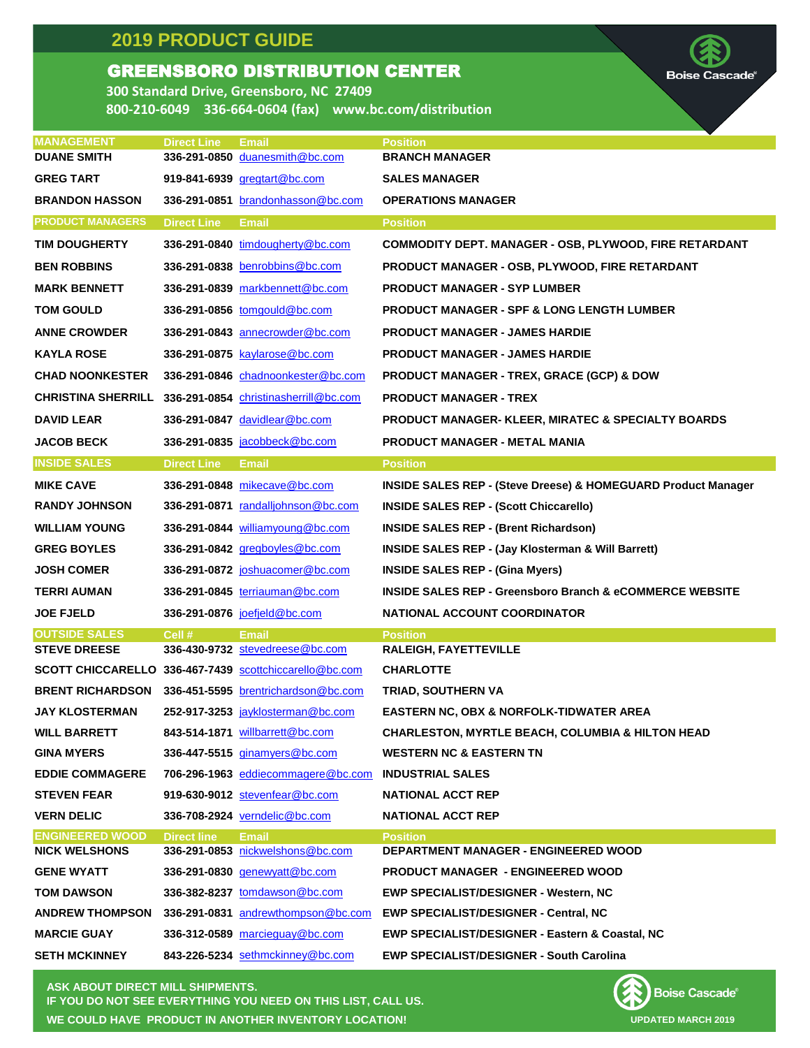# 2019 PRODUCT GUIDE

## GREENSBORO DISTRIBUTION CENTER

**300 Standard Drive, Greensboro, NC 27409**

**800-210-6049 336-664-0604 (fax) www.bc.com/distribution**

Boise Cascade

| MANAGEMENT | Direct Line | Email | Position |
|---|---|---|---|
| DUANE SMITH | 336-291-0850 | duanesmith@bc.com | BRANCH MANAGER |
| GREG TART | 919-841-6939 | gregtart@bc.com | SALES MANAGER |
| BRANDON HASSON | 336-291-0851 | brandonhasson@bc.com | OPERATIONS MANAGER |
| **PRODUCT MANAGERS** | **Direct Line** | **Email** | **Position** |
| TIM DOUGHERTY | 336-291-0840 | timdougherty@bc.com | COMMODITY DEPT. MANAGER - OSB, PLYWOOD, FIRE RETARDANT |
| BEN ROBBINS | 336-291-0838 | benrobbins@bc.com | PRODUCT MANAGER - OSB, PLYWOOD, FIRE RETARDANT |
| MARK BENNETT | 336-291-0839 | markbennett@bc.com | PRODUCT MANAGER - SYP LUMBER |
| TOM GOULD | 336-291-0856 | tomgould@bc.com | PRODUCT MANAGER - SPF & LONG LENGTH LUMBER |
| ANNE CROWDER | 336-291-0843 | annecrowder@bc.com | PRODUCT MANAGER - JAMES HARDIE |
| KAYLA ROSE | 336-291-0875 | kaylarose@bc.com | PRODUCT MANAGER - JAMES HARDIE |
| CHAD NOONKESTER | 336-291-0846 | chadnoonkester@bc.com | PRODUCT MANAGER - TREX, GRACE (GCP) & DOW |
| CHRISTINA SHERRILL | 336-291-0854 | christinasherrill@bc.com | PRODUCT MANAGER - TREX |
| DAVID LEAR | 336-291-0847 | davidlear@bc.com | PRODUCT MANAGER- KLEER, MIRATEC & SPECIALTY BOARDS |
| JACOB BECK | 336-291-0835 | jacobbeck@bc.com | PRODUCT MANAGER - METAL MANIA |
| **INSIDE SALES** | **Direct Line** | **Email** | **Position** |
| MIKE CAVE | 336-291-0848 | mikecave@bc.com | INSIDE SALES REP - (Steve Dreese) & HOMEGUARD Product Manager |
| RANDY JOHNSON | 336-291-0871 | randalljohnson@bc.com | INSIDE SALES REP - (Scott Chiccarello) |
| WILLIAM YOUNG | 336-291-0844 | williamyoung@bc.com | INSIDE SALES REP - (Brent Richardson) |
| GREG BOYLES | 336-291-0842 | gregboyles@bc.com | INSIDE SALES REP - (Jay Klosterman & Will Barrett) |
| JOSH COMER | 336-291-0872 | joshuacomer@bc.com | INSIDE SALES REP - (Gina Myers) |
| TERRI AUMAN | 336-291-0845 | terriauman@bc.com | INSIDE SALES REP - Greensboro Branch & eCOMMERCE WEBSITE |
| JOE FJELD | 336-291-0876 | joefjeld@bc.com | NATIONAL ACCOUNT COORDINATOR |
| **OUTSIDE SALES** | **Cell #** | **Email** | **Position** |
| STEVE DREESE | 336-430-9732 | stevedreese@bc.com | RALEIGH, FAYETTEVILLE |
| SCOTT CHICCARELLO | 336-467-7439 | scottchiccarello@bc.com | CHARLOTTE |
| BRENT RICHARDSON | 336-451-5595 | brentrichardson@bc.com | TRIAD, SOUTHERN VA |
| JAY KLOSTERMAN | 252-917-3253 | jayklosterman@bc.com | EASTERN NC, OBX & NORFOLK-TIDWATER AREA |
| WILL BARRETT | 843-514-1871 | willbarrett@bc.com | CHARLESTON, MYRTLE BEACH, COLUMBIA & HILTON HEAD |
| GINA MYERS | 336-447-5515 | ginamyers@bc.com | WESTERN NC & EASTERN TN |
| EDDIE COMMAGERE | 706-296-1963 | eddiecommagere@bc.com | INDUSTRIAL SALES |
| STEVEN FEAR | 919-630-9012 | stevenfear@bc.com | NATIONAL ACCT REP |
| VERN DELIC | 336-708-2924 | verndelic@bc.com | NATIONAL ACCT REP |
| **ENGINEERED WOOD** | **Direct line** | **Email** | **Position** |
| NICK WELSHONS | 336-291-0853 | nickwelshons@bc.com | DEPARTMENT MANAGER - ENGINEERED WOOD |
| GENE WYATT | 336-291-0830 | genewyatt@bc.com | PRODUCT MANAGER - ENGINEERED WOOD |
| TOM DAWSON | 336-382-8237 | tomdawson@bc.com | EWP SPECIALIST/DESIGNER - Western, NC |
| ANDREW THOMPSON | 336-291-0831 | andrewthompson@bc.com | EWP SPECIALIST/DESIGNER - Central, NC |
| MARCIE GUAY | 336-312-0589 | marcieguay@bc.com | EWP SPECIALIST/DESIGNER - Eastern & Coastal, NC |
| SETH MCKINNEY | 843-226-5234 | sethmckinney@bc.com | EWP SPECIALIST/DESIGNER - South Carolina |

**ASK ABOUT DIRECT MILL SHIPMENTS.**
**IF YOU DO NOT SEE EVERYTHING YOU NEED ON THIS LIST, CALL US.**
**WE COULD HAVE PRODUCT IN ANOTHER INVENTORY LOCATION!**

Boise Cascade

**UPDATED MARCH 2019**